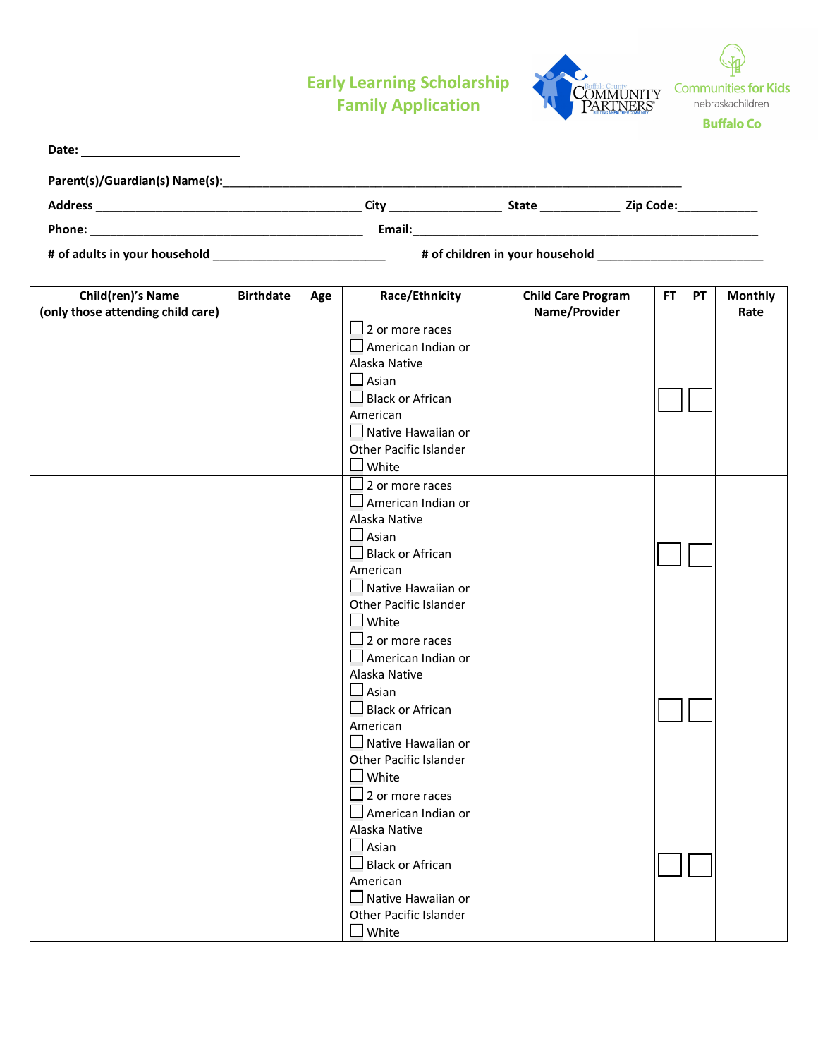# Early Learning Scholarship Family Application

Buffalo County Community Partners — Communities for Kids, nebraskachildren, Buffalo Co

**Date:** ________________________

**Parent(s)/Guardian(s) Name(s):**________________________________________________________________________

**Address** ________________________________________ **City** _________________ **State** ____________ **Zip Code:**____________

**Phone:** _________________________________________ **Email:**________________________________________________________

**# of adults in your household** __________________________ **# of children in your household** _________________________

| Child(ren)'s Name (only those attending child care) | Birthdate | Age | Race/Ethnicity | Child Care Program Name/Provider | FT | PT | Monthly Rate |
|---|---|---|---|---|---|---|---|
| | | | ☐ 2 or more races ☐ American Indian or Alaska Native ☐ Asian ☐ Black or African American ☐ Native Hawaiian or Other Pacific Islander ☐ White | | ☐ | ☐ | |
| | | | ☐ 2 or more races ☐ American Indian or Alaska Native ☐ Asian ☐ Black or African American ☐ Native Hawaiian or Other Pacific Islander ☐ White | | ☐ | ☐ | |
| | | | ☐ 2 or more races ☐ American Indian or Alaska Native ☐ Asian ☐ Black or African American ☐ Native Hawaiian or Other Pacific Islander ☐ White | | ☐ | ☐ | |
| | | | ☐ 2 or more races ☐ American Indian or Alaska Native ☐ Asian ☐ Black or African American ☐ Native Hawaiian or Other Pacific Islander ☐ White | | ☐ | ☐ | |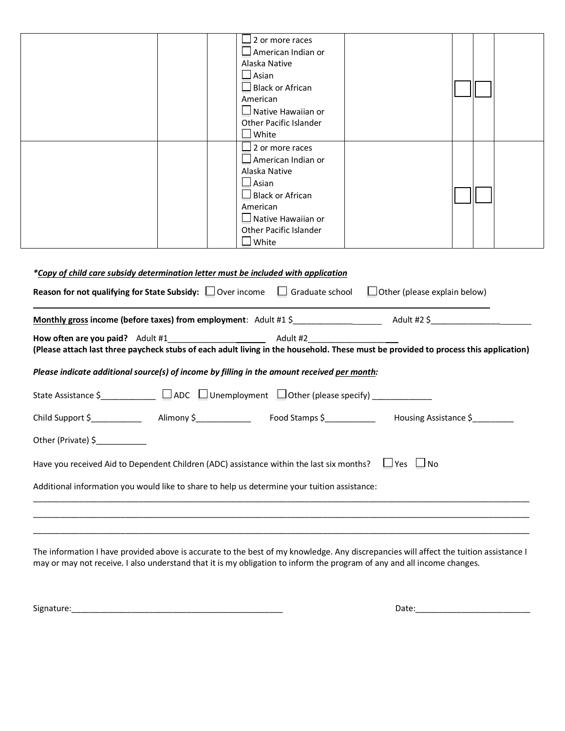| | | | | | | | |
|---|---|---|---|---|---|---|---|
| | | | ☐ 2 or more races<br>☐ American Indian or Alaska Native<br>☐ Asian<br>☐ Black or African American<br>☐ Native Hawaiian or Other Pacific Islander<br>☐ White | | ☐ | ☐ | |
| | | | ☐ 2 or more races<br>☐ American Indian or Alaska Native<br>☐ Asian<br>☐ Black or African American<br>☐ Native Hawaiian or Other Pacific Islander<br>☐ White | | ☐ | ☐ | |

***Copy of child care subsidy determination letter must be included with application***

**Reason for not qualifying for State Subsidy:** ☐ Over income ☐ Graduate school ☐ Other (please explain below)

___________________________________________________________________________________________

**Monthly gross income (before taxes) from employment**: Adult #1 $___________________ Adult #2 $______________________

**How often are you paid?** Adult #1_____________________ Adult #2____________________

**(Please attach last three paycheck stubs of each adult living in the household. These must be provided to process this application)**

***Please indicate additional source(s) of income by filling in the amount received per month:***

State Assistance $____________ ☐ ADC ☐ Unemployment ☐ Other (please specify) _____________

Child Support $___________ Alimony $____________ Food Stamps $___________ Housing Assistance $_________

Other (Private) $___________

Have you received Aid to Dependent Children (ADC) assistance within the last six months? ☐ Yes ☐ No

Additional information you would like to share to help us determine your tuition assistance:

___________________________________________________________________________________________

___________________________________________________________________________________________

___________________________________________________________________________________________

The information I have provided above is accurate to the best of my knowledge. Any discrepancies will affect the tuition assistance I may or may not receive. I also understand that it is my obligation to inform the program of any and all income changes.

Signature:_______________________________________________ Date:_________________________